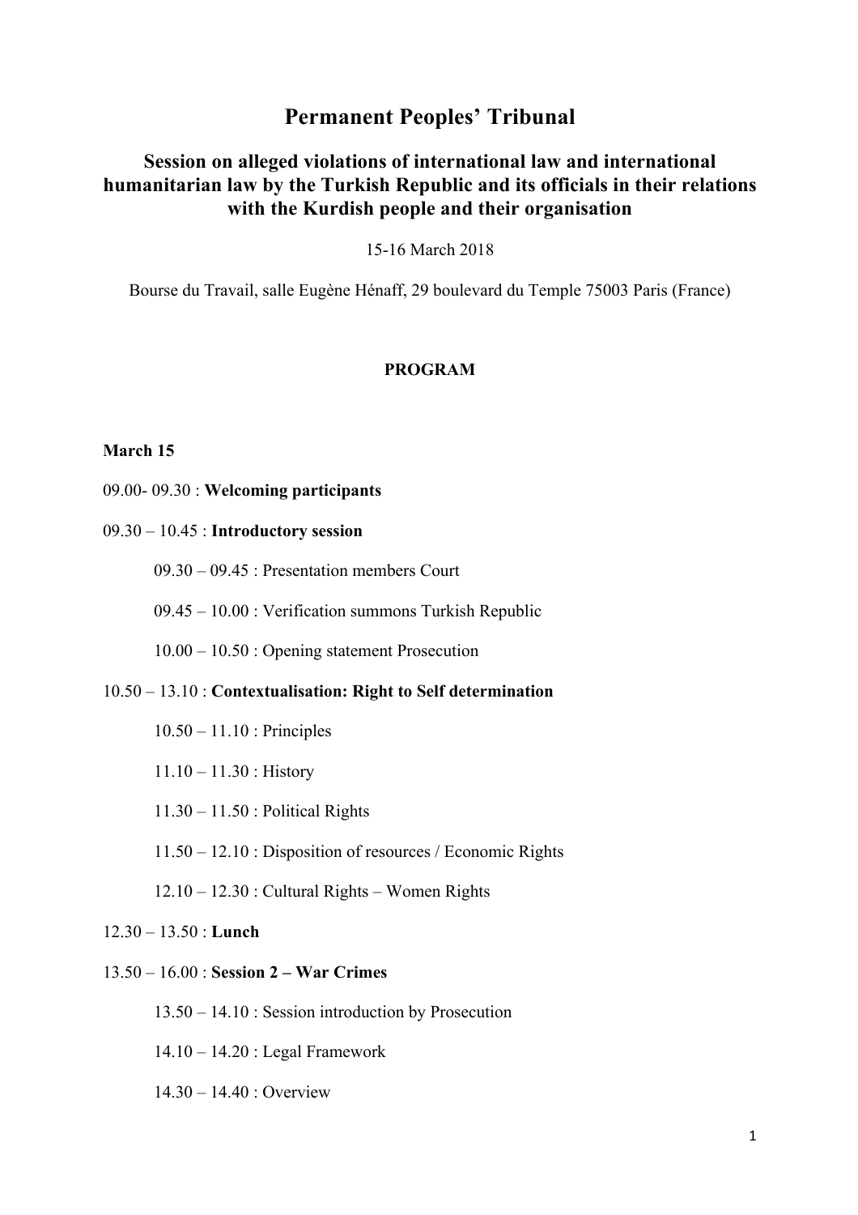# Permanent Peoples' Tribunal

## Session on alleged violations of international law and international humanitarian law by the Turkish Republic and its officials in their relations with the Kurdish people and their organisation

15-16 March 2018

Bourse du Travail, salle Eugène Hénaff, 29 boulevard du Temple 75003 Paris (France)

**PROGRAM**

**March 15**

09.00- 09.30 : **Welcoming participants**

09.30 – 10.45 : **Introductory session**

- 09.30 – 09.45 : Presentation members Court
- 09.45 – 10.00 : Verification summons Turkish Republic
- 10.00 – 10.50 : Opening statement Prosecution

10.50 – 13.10 : **Contextualisation: Right to Self determination**

- 10.50 – 11.10 : Principles
- 11.10 – 11.30 : History
- 11.30 – 11.50 : Political Rights
- 11.50 – 12.10 : Disposition of resources / Economic Rights
- 12.10 – 12.30 : Cultural Rights – Women Rights

12.30 – 13.50 : **Lunch**

13.50 – 16.00 : **Session 2 – War Crimes**

- 13.50 – 14.10 : Session introduction by Prosecution
- 14.10 – 14.20 : Legal Framework
- 14.30 – 14.40 : Overview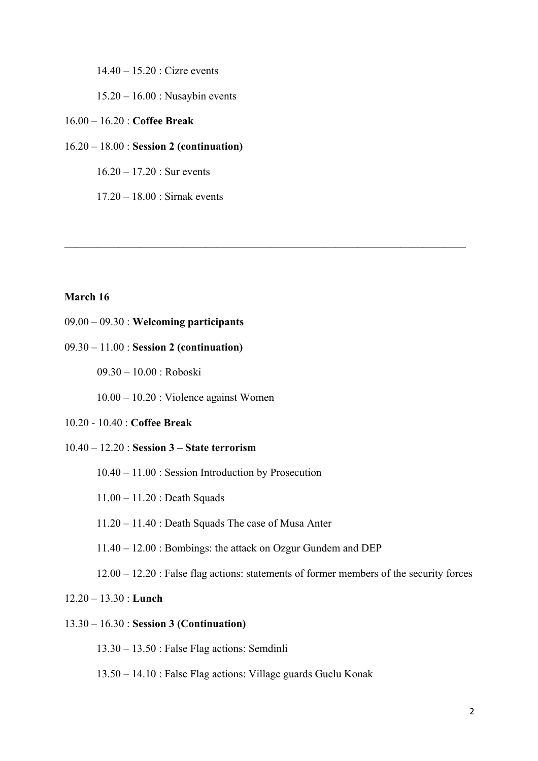14.40 – 15.20 : Cizre events

15.20 – 16.00 : Nusaybin events

16.00 – 16.20 : **Coffee Break**

16.20 – 18.00 : **Session 2 (continuation)**

16.20 – 17.20 : Sur events

17.20 – 18.00 : Sirnak events

---

**March 16**

09.00 – 09.30 : **Welcoming participants**

09.30 – 11.00 : **Session 2 (continuation)**

09.30 – 10.00 : Roboski

10.00 – 10.20 : Violence against Women

10.20 - 10.40 : **Coffee Break**

10.40 – 12.20 : **Session 3 – State terrorism**

10.40 – 11.00 : Session Introduction by Prosecution

11.00 – 11.20 : Death Squads

11.20 – 11.40 : Death Squads The case of Musa Anter

11.40 – 12.00 : Bombings: the attack on Ozgur Gundem and DEP

12.00 – 12.20 : False flag actions: statements of former members of the security forces

12.20 – 13.30 : **Lunch**

13.30 – 16.30 : **Session 3 (Continuation)**

13.30 – 13.50 : False Flag actions: Semdinli

13.50 – 14.10 : False Flag actions: Village guards Guclu Konak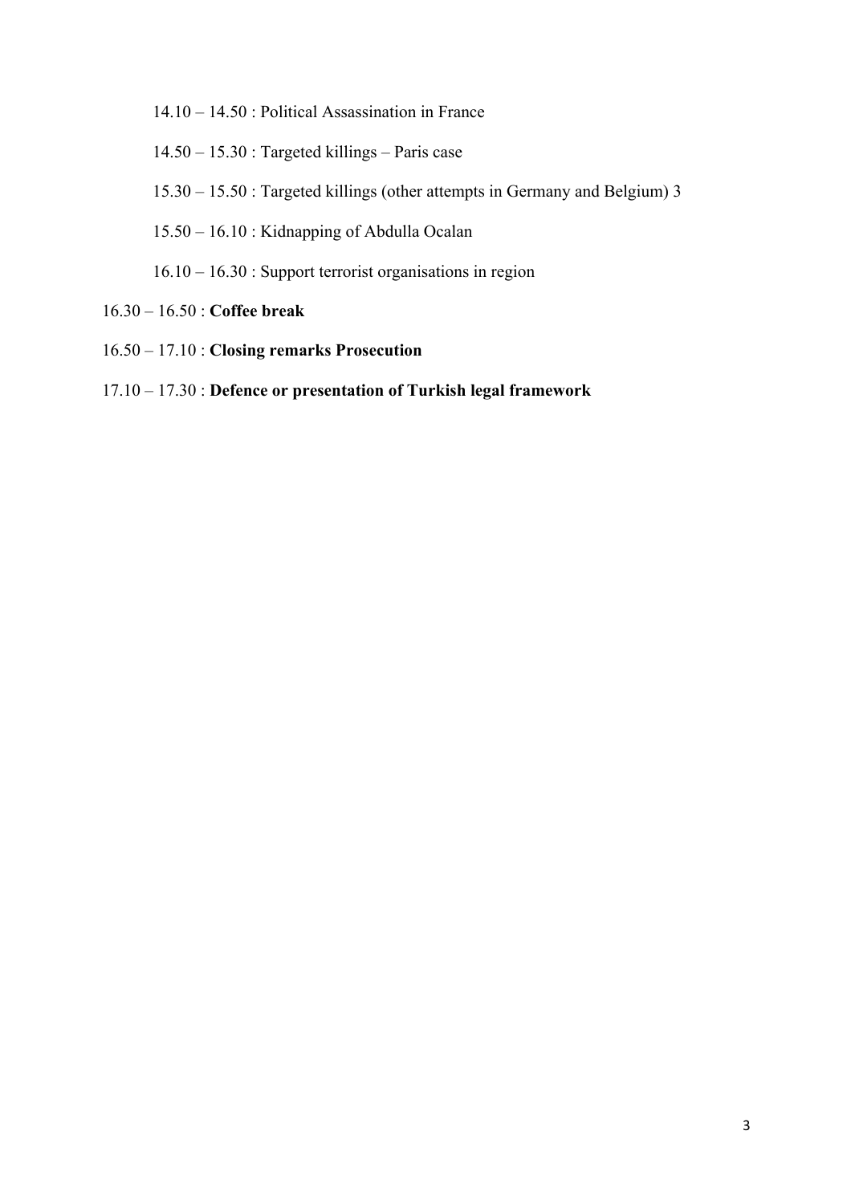14.10 – 14.50 : Political Assassination in France

14.50 – 15.30 : Targeted killings – Paris case

15.30 – 15.50 : Targeted killings (other attempts in Germany and Belgium) 3

15.50 – 16.10 : Kidnapping of Abdulla Ocalan

16.10 – 16.30 : Support terrorist organisations in region

16.30 – 16.50 : **Coffee break**

16.50 – 17.10 : **Closing remarks Prosecution**

17.10 – 17.30 : **Defence or presentation of Turkish legal framework**